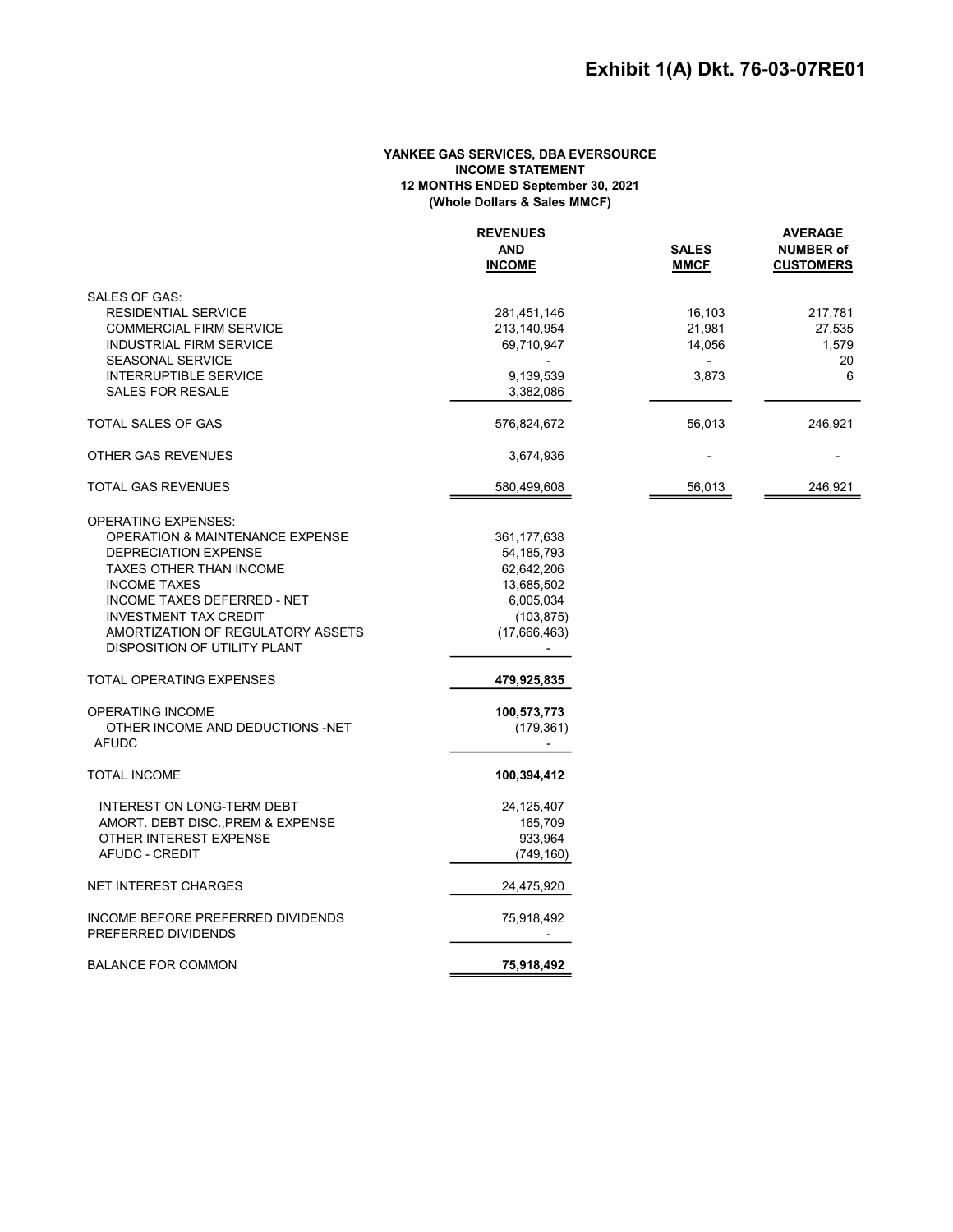# Exhibit 1(A) Dkt. 76-03-07RE01

**YANKEE GAS SERVICES, DBA EVERSOURCE**
**INCOME STATEMENT**
**12 MONTHS ENDED September 30, 2021**
**(Whole Dollars & Sales MMCF)**

| | REVENUES AND INCOME | SALES MMCF | AVERAGE NUMBER of CUSTOMERS |
|---|---|---|---|
| SALES OF GAS: | | | |
| RESIDENTIAL SERVICE | 281,451,146 | 16,103 | 217,781 |
| COMMERCIAL FIRM SERVICE | 213,140,954 | 21,981 | 27,535 |
| INDUSTRIAL FIRM SERVICE | 69,710,947 | 14,056 | 1,579 |
| SEASONAL SERVICE | - | - | 20 |
| INTERRUPTIBLE SERVICE | 9,139,539 | 3,873 | 6 |
| SALES FOR RESALE | 3,382,086 | | |
| TOTAL SALES OF GAS | 576,824,672 | 56,013 | 246,921 |
| OTHER GAS REVENUES | 3,674,936 | - | - |
| TOTAL GAS REVENUES | 580,499,608 | 56,013 | 246,921 |
| OPERATING EXPENSES: | | | |
| OPERATION & MAINTENANCE EXPENSE | 361,177,638 | | |
| DEPRECIATION EXPENSE | 54,185,793 | | |
| TAXES OTHER THAN INCOME | 62,642,206 | | |
| INCOME TAXES | 13,685,502 | | |
| INCOME TAXES DEFERRED - NET | 6,005,034 | | |
| INVESTMENT TAX CREDIT | (103,875) | | |
| AMORTIZATION OF REGULATORY ASSETS | (17,666,463) | | |
| DISPOSITION OF UTILITY PLANT | - | | |
| TOTAL OPERATING EXPENSES | **479,925,835** | | |
| OPERATING INCOME | **100,573,773** | | |
| OTHER INCOME AND DEDUCTIONS -NET | (179,361) | | |
| AFUDC | - | | |
| TOTAL INCOME | **100,394,412** | | |
| INTEREST ON LONG-TERM DEBT | 24,125,407 | | |
| AMORT. DEBT DISC.,PREM & EXPENSE | 165,709 | | |
| OTHER INTEREST EXPENSE | 933,964 | | |
| AFUDC - CREDIT | (749,160) | | |
| NET INTEREST CHARGES | 24,475,920 | | |
| INCOME BEFORE PREFERRED DIVIDENDS | 75,918,492 | | |
| PREFERRED DIVIDENDS | - | | |
| BALANCE FOR COMMON | **75,918,492** | | |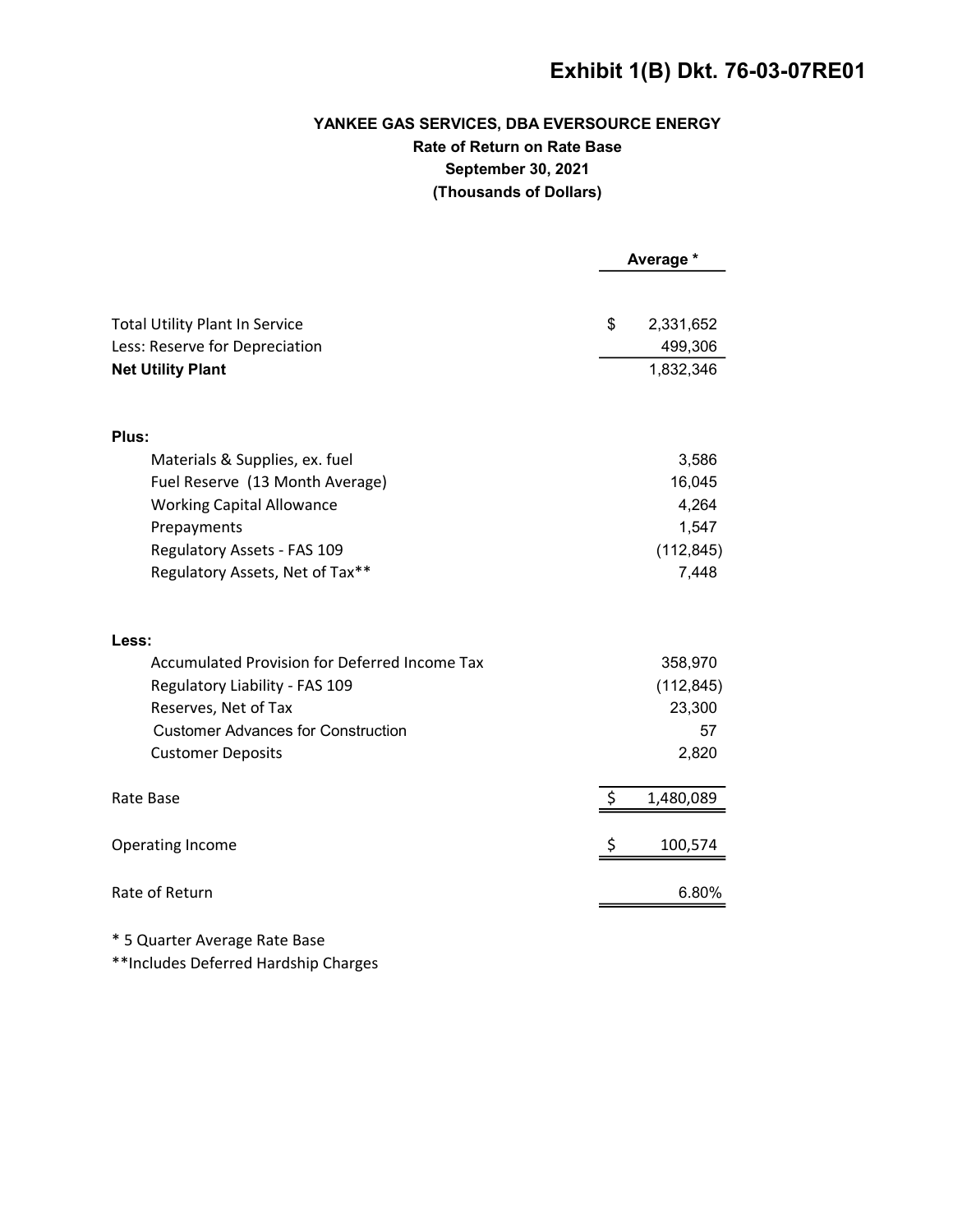# Exhibit 1(B) Dkt. 76-03-07RE01

**YANKEE GAS SERVICES, DBA EVERSOURCE ENERGY**
**Rate of Return on Rate Base**
**September 30, 2021**
**(Thousands of Dollars)**

| | Average * |
|---|---|
| Total Utility Plant In Service | $ 2,331,652 |
| Less: Reserve for Depreciation | 499,306 |
| **Net Utility Plant** | 1,832,346 |
| | |
| **Plus:** | |
| Materials & Supplies, ex. fuel | 3,586 |
| Fuel Reserve (13 Month Average) | 16,045 |
| Working Capital Allowance | 4,264 |
| Prepayments | 1,547 |
| Regulatory Assets - FAS 109 | (112,845) |
| Regulatory Assets, Net of Tax** | 7,448 |
| | |
| **Less:** | |
| Accumulated Provision for Deferred Income Tax | 358,970 |
| Regulatory Liability - FAS 109 | (112,845) |
| Reserves, Net of Tax | 23,300 |
| Customer Advances for Construction | 57 |
| Customer Deposits | 2,820 |
| | |
| Rate Base | $ 1,480,089 |
| | |
| Operating Income | $ 100,574 |
| | |
| Rate of Return | 6.80% |

\* 5 Quarter Average Rate Base
\*\*Includes Deferred Hardship Charges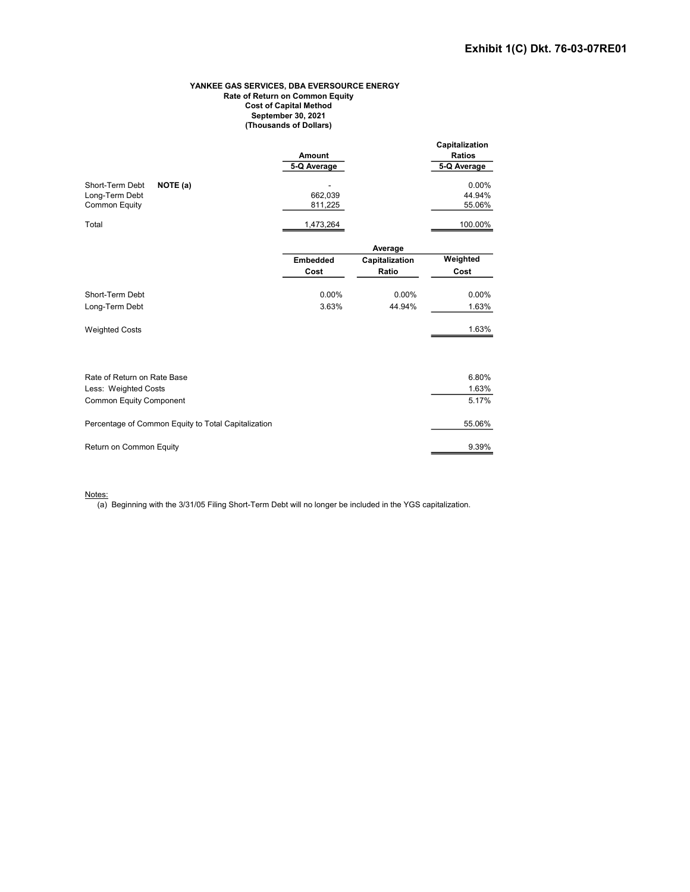**Exhibit 1(C) Dkt. 76-03-07RE01**

**YANKEE GAS SERVICES, DBA EVERSOURCE ENERGY**
**Rate of Return on Common Equity**
**Cost of Capital Method**
**September 30, 2021**
**(Thousands of Dollars)**

| | Amount 5-Q Average | Capitalization Ratios 5-Q Average |
|---|---|---|
| Short-Term Debt **NOTE (a)** | - | 0.00% |
| Long-Term Debt | 662,039 | 44.94% |
| Common Equity | 811,225 | 55.06% |
| Total | 1,473,264 | 100.00% |

| | Embedded Cost | Average Capitalization Ratio | Weighted Cost |
|---|---|---|---|
| Short-Term Debt | 0.00% | 0.00% | 0.00% |
| Long-Term Debt | 3.63% | 44.94% | 1.63% |
| Weighted Costs | | | 1.63% |

| | |
|---|---|
| Rate of Return on Rate Base | 6.80% |
| Less: Weighted Costs | 1.63% |
| Common Equity Component | 5.17% |
| Percentage of Common Equity to Total Capitalization | 55.06% |
| Return on Common Equity | 9.39% |

Notes:

(a) Beginning with the 3/31/05 Filing Short-Term Debt will no longer be included in the YGS capitalization.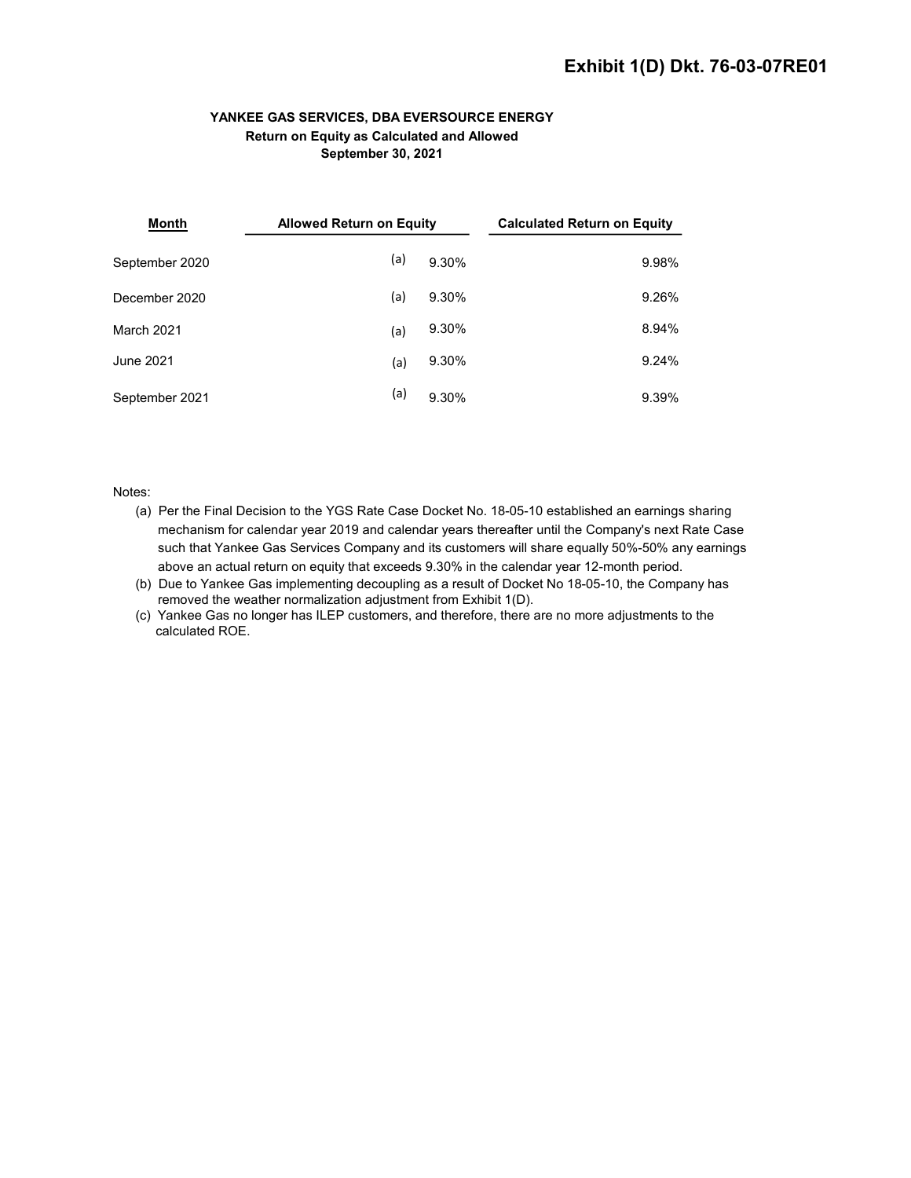# Exhibit 1(D) Dkt. 76-03-07RE01

**YANKEE GAS SERVICES, DBA EVERSOURCE ENERGY**
**Return on Equity as Calculated and Allowed**
**September 30, 2021**

| Month | Allowed Return on Equity | | Calculated Return on Equity |
|---|---|---|---|
| September 2020 | (a) | 9.30% | 9.98% |
| December 2020 | (a) | 9.30% | 9.26% |
| March 2021 | (a) | 9.30% | 8.94% |
| June 2021 | (a) | 9.30% | 9.24% |
| September 2021 | (a) | 9.30% | 9.39% |

Notes:

(a) Per the Final Decision to the YGS Rate Case Docket No. 18-05-10 established an earnings sharing mechanism for calendar year 2019 and calendar years thereafter until the Company's next Rate Case such that Yankee Gas Services Company and its customers will share equally 50%-50% any earnings above an actual return on equity that exceeds 9.30% in the calendar year 12-month period.

(b) Due to Yankee Gas implementing decoupling as a result of Docket No 18-05-10, the Company has removed the weather normalization adjustment from Exhibit 1(D).

(c) Yankee Gas no longer has ILEP customers, and therefore, there are no more adjustments to the calculated ROE.